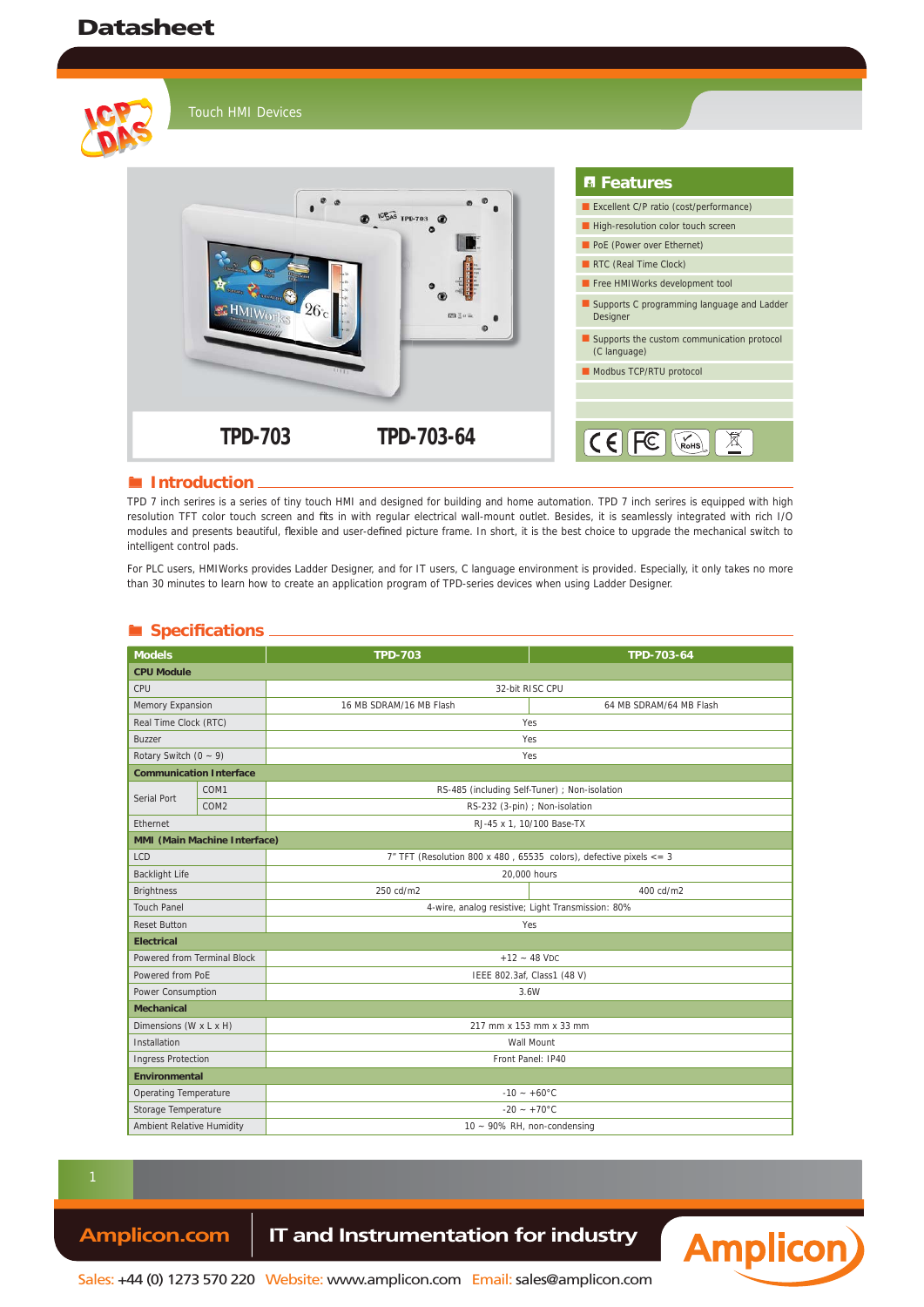# Datasheet

Touch HMI Devices

**TPD-703** **TPD-703-64**

## Features

- Excellent C/P ratio (cost/performance)
- High-resolution color touch screen
- PoE (Power over Ethernet)
- RTC (Real Time Clock)
- Free HMIWorks development tool
- Supports C programming language and Ladder Designer
- Supports the custom communication protocol (C language)
- Modbus TCP/RTU protocol

## Introduction

TPD 7 inch serires is a series of tiny touch HMI and designed for building and home automation. TPD 7 inch serires is equipped with high resolution TFT color touch screen and fits in with regular electrical wall-mount outlet. Besides, it is seamlessly integrated with rich I/O modules and presents beautiful, flexible and user-defined picture frame. In short, it is the best choice to upgrade the mechanical switch to intelligent control pads.

For PLC users, HMIWorks provides Ladder Designer, and for IT users, C language environment is provided. Especially, it only takes no more than 30 minutes to learn how to create an application program of TPD-series devices when using Ladder Designer.

## Specifications

| Models | | TPD-703 | TPD-703-64 |
|---|---|---|---|
| **CPU Module** | | | |
| CPU | | 32-bit RISC CPU | |
| Memory Expansion | | 16 MB SDRAM/16 MB Flash | 64 MB SDRAM/64 MB Flash |
| Real Time Clock (RTC) | | Yes | |
| Buzzer | | Yes | |
| Rotary Switch (0 ~ 9) | | Yes | |
| **Communication Interface** | | | |
| Serial Port | COM1 | RS-485 (including Self-Tuner) ; Non-isolation | |
| | COM2 | RS-232 (3-pin) ; Non-isolation | |
| Ethernet | | RJ-45 x 1, 10/100 Base-TX | |
| **MMI (Main Machine Interface)** | | | |
| LCD | | 7" TFT (Resolution 800 x 480 , 65535 colors), defective pixels <= 3 | |
| Backlight Life | | 20,000 hours | |
| Brightness | | 250 cd/m2 | 400 cd/m2 |
| Touch Panel | | 4-wire, analog resistive; Light Transmission: 80% | |
| Reset Button | | Yes | |
| **Electrical** | | | |
| Powered from Terminal Block | | +12 ~ 48 VDC | |
| Powered from PoE | | IEEE 802.3af, Class1 (48 V) | |
| Power Consumption | | 3.6W | |
| **Mechanical** | | | |
| Dimensions (W x L x H) | | 217 mm x 153 mm x 33 mm | |
| Installation | | Wall Mount | |
| Ingress Protection | | Front Panel: IP40 | |
| **Environmental** | | | |
| Operating Temperature | | -10 ~ +60°C | |
| Storage Temperature | | -20 ~ +70°C | |
| Ambient Relative Humidity | | 10 ~ 90% RH, non-condensing | |

Amplicon.com | IT and Instrumentation for industry

Sales: +44 (0) 1273 570 220 Website: www.amplicon.com Email: sales@amplicon.com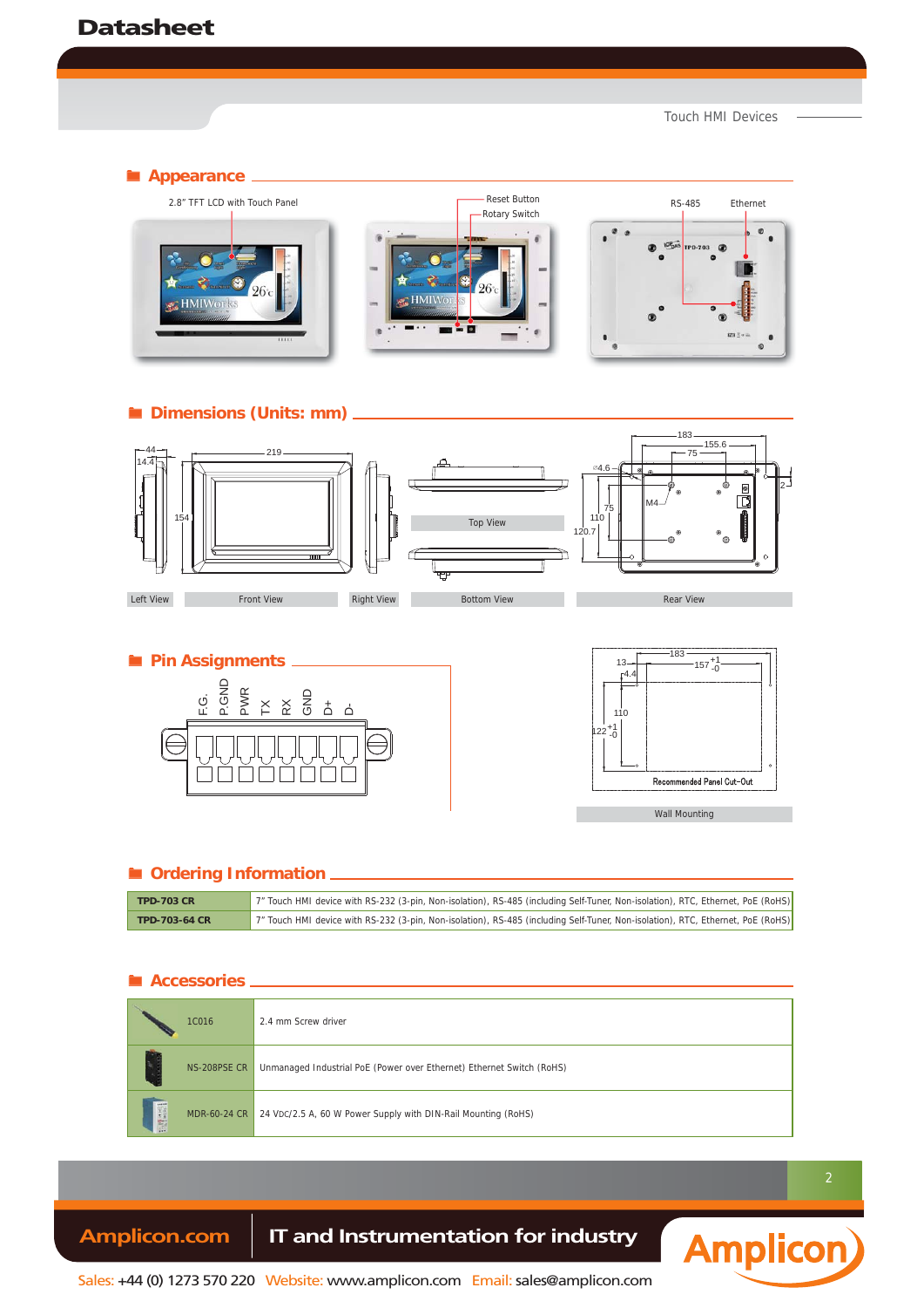## Appearance

2.8" TFT LCD with Touch Panel

Reset Button

Rotary Switch

RS-485

Ethernet

## Dimensions (Units: mm)

44
14.4
219
154
Ø4.6
183
155.6
75
M4
75
110
120.7
2

Left View
Front View
Right View
Top View
Bottom View
Rear View

## Pin Assignments

F.G.
P.GND
PWR
TX
RX
GND
D+
D-

183
13
157 +1 -0
4.4
110
122 +1 -0
Recommended Panel Cut-Out

Wall Mounting

## Ordering Information

| | |
|---|---|
| **TPD-703 CR** | 7" Touch HMI device with RS-232 (3-pin, Non-isolation), RS-485 (including Self-Tuner, Non-isolation), RTC, Ethernet, PoE (RoHS) |
| **TPD-703-64 CR** | 7" Touch HMI device with RS-232 (3-pin, Non-isolation), RS-485 (including Self-Tuner, Non-isolation), RTC, Ethernet, PoE (RoHS) |

## Accessories

| | |
|---|---|
| 1C016 | 2.4 mm Screw driver |
| NS-208PSE CR | Unmanaged Industrial PoE (Power over Ethernet) Ethernet Switch (RoHS) |
| MDR-60-24 CR | 24 VDC/2.5 A, 60 W Power Supply with DIN-Rail Mounting (RoHS) |

Amplicon.com IT and Instrumentation for industry

Sales: +44 (0) 1273 570 220 Website: www.amplicon.com Email: sales@amplicon.com